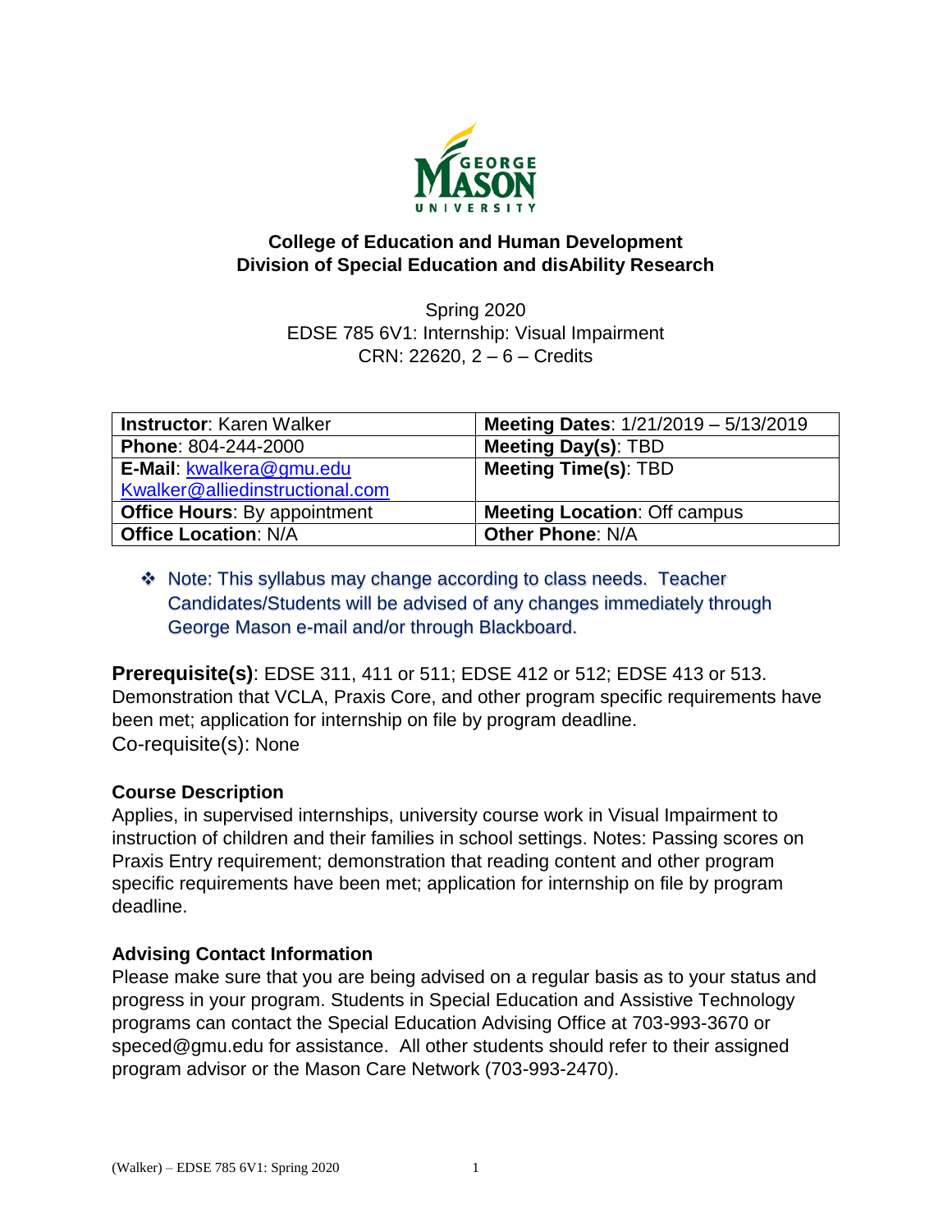**College of Education and Human Development**
**Division of Special Education and disAbility Research**

Spring 2020
EDSE 785 6V1: Internship: Visual Impairment
CRN: 22620, 2 – 6 – Credits

| **Instructor**: Karen Walker | **Meeting Dates**: 1/21/2019 – 5/13/2019 |
|---|---|
| **Phone**: 804-244-2000 | **Meeting Day(s)**: TBD |
| **E-Mail**: kwalkera@gmu.edu Kwalker@alliedinstructional.com | **Meeting Time(s)**: TBD |
| **Office Hours**: By appointment | **Meeting Location**: Off campus |
| **Office Location**: N/A | **Other Phone**: N/A |

- Note: This syllabus may change according to class needs. Teacher Candidates/Students will be advised of any changes immediately through George Mason e-mail and/or through Blackboard.

**Prerequisite(s)**: EDSE 311, 411 or 511; EDSE 412 or 512; EDSE 413 or 513. Demonstration that VCLA, Praxis Core, and other program specific requirements have been met; application for internship on file by program deadline.
Co-requisite(s): None

### Course Description

Applies, in supervised internships, university course work in Visual Impairment to instruction of children and their families in school settings. Notes: Passing scores on Praxis Entry requirement; demonstration that reading content and other program specific requirements have been met; application for internship on file by program deadline.

### Advising Contact Information

Please make sure that you are being advised on a regular basis as to your status and progress in your program. Students in Special Education and Assistive Technology programs can contact the Special Education Advising Office at 703-993-3670 or speced@gmu.edu for assistance. All other students should refer to their assigned program advisor or the Mason Care Network (703-993-2470).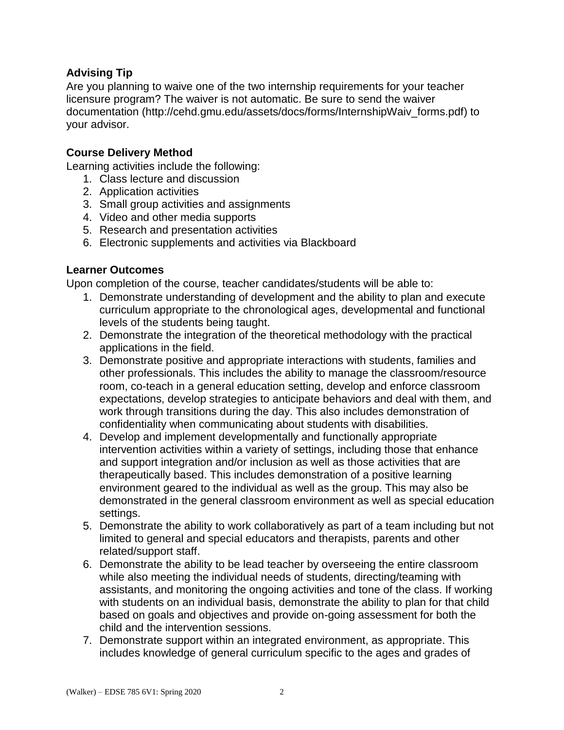### Advising Tip

Are you planning to waive one of the two internship requirements for your teacher licensure program? The waiver is not automatic. Be sure to send the waiver documentation (http://cehd.gmu.edu/assets/docs/forms/InternshipWaiv_forms.pdf) to your advisor.

### Course Delivery Method

Learning activities include the following:

1. Class lecture and discussion
2. Application activities
3. Small group activities and assignments
4. Video and other media supports
5. Research and presentation activities
6. Electronic supplements and activities via Blackboard

### Learner Outcomes

Upon completion of the course, teacher candidates/students will be able to:

1. Demonstrate understanding of development and the ability to plan and execute curriculum appropriate to the chronological ages, developmental and functional levels of the students being taught.
2. Demonstrate the integration of the theoretical methodology with the practical applications in the field.
3. Demonstrate positive and appropriate interactions with students, families and other professionals. This includes the ability to manage the classroom/resource room, co-teach in a general education setting, develop and enforce classroom expectations, develop strategies to anticipate behaviors and deal with them, and work through transitions during the day. This also includes demonstration of confidentiality when communicating about students with disabilities.
4. Develop and implement developmentally and functionally appropriate intervention activities within a variety of settings, including those that enhance and support integration and/or inclusion as well as those activities that are therapeutically based. This includes demonstration of a positive learning environment geared to the individual as well as the group. This may also be demonstrated in the general classroom environment as well as special education settings.
5. Demonstrate the ability to work collaboratively as part of a team including but not limited to general and special educators and therapists, parents and other related/support staff.
6. Demonstrate the ability to be lead teacher by overseeing the entire classroom while also meeting the individual needs of students, directing/teaming with assistants, and monitoring the ongoing activities and tone of the class. If working with students on an individual basis, demonstrate the ability to plan for that child based on goals and objectives and provide on-going assessment for both the child and the intervention sessions.
7. Demonstrate support within an integrated environment, as appropriate. This includes knowledge of general curriculum specific to the ages and grades of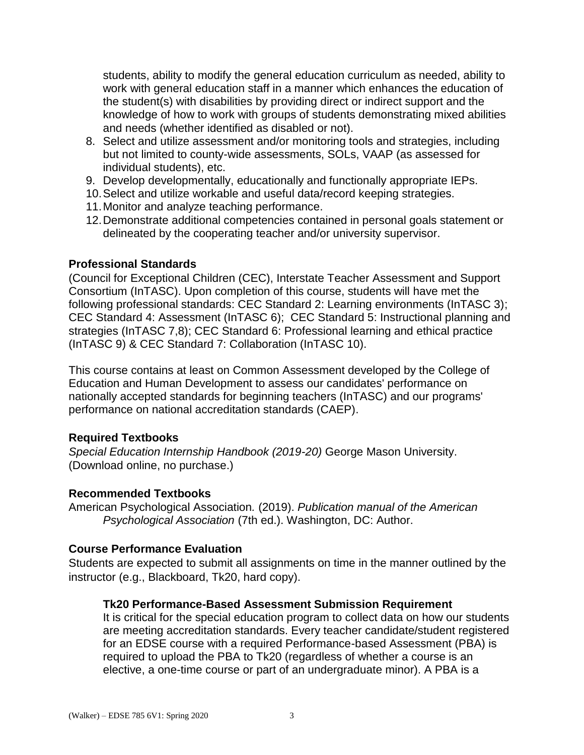students, ability to modify the general education curriculum as needed, ability to work with general education staff in a manner which enhances the education of the student(s) with disabilities by providing direct or indirect support and the knowledge of how to work with groups of students demonstrating mixed abilities and needs (whether identified as disabled or not).

8. Select and utilize assessment and/or monitoring tools and strategies, including but not limited to county-wide assessments, SOLs, VAAP (as assessed for individual students), etc.
9. Develop developmentally, educationally and functionally appropriate IEPs.
10. Select and utilize workable and useful data/record keeping strategies.
11. Monitor and analyze teaching performance.
12. Demonstrate additional competencies contained in personal goals statement or delineated by the cooperating teacher and/or university supervisor.

### Professional Standards

(Council for Exceptional Children (CEC), Interstate Teacher Assessment and Support Consortium (InTASC). Upon completion of this course, students will have met the following professional standards: CEC Standard 2: Learning environments (InTASC 3); CEC Standard 4: Assessment (InTASC 6); CEC Standard 5: Instructional planning and strategies (InTASC 7,8); CEC Standard 6: Professional learning and ethical practice (InTASC 9) & CEC Standard 7: Collaboration (InTASC 10).

This course contains at least on Common Assessment developed by the College of Education and Human Development to assess our candidates' performance on nationally accepted standards for beginning teachers (InTASC) and our programs' performance on national accreditation standards (CAEP).

### Required Textbooks

*Special Education Internship Handbook (2019-20)* George Mason University. (Download online, no purchase.)

### Recommended Textbooks

American Psychological Association. (2019). *Publication manual of the American Psychological Association* (7th ed.). Washington, DC: Author.

### Course Performance Evaluation

Students are expected to submit all assignments on time in the manner outlined by the instructor (e.g., Blackboard, Tk20, hard copy).

#### Tk20 Performance-Based Assessment Submission Requirement

It is critical for the special education program to collect data on how our students are meeting accreditation standards. Every teacher candidate/student registered for an EDSE course with a required Performance-based Assessment (PBA) is required to upload the PBA to Tk20 (regardless of whether a course is an elective, a one-time course or part of an undergraduate minor). A PBA is a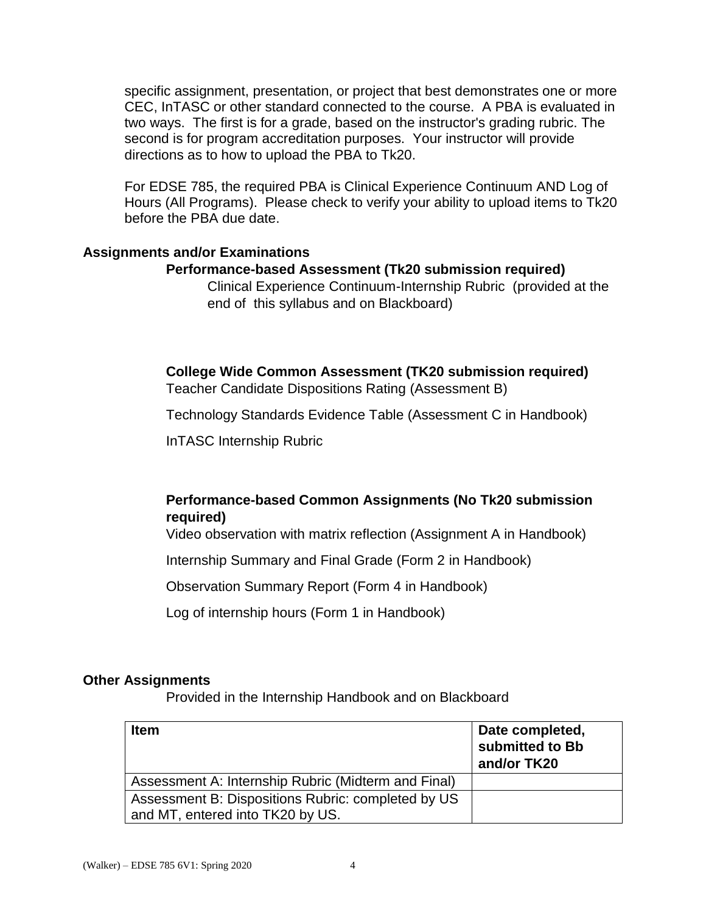specific assignment, presentation, or project that best demonstrates one or more CEC, InTASC or other standard connected to the course. A PBA is evaluated in two ways. The first is for a grade, based on the instructor's grading rubric. The second is for program accreditation purposes. Your instructor will provide directions as to how to upload the PBA to Tk20.

For EDSE 785, the required PBA is Clinical Experience Continuum AND Log of Hours (All Programs). Please check to verify your ability to upload items to Tk20 before the PBA due date.

## Assignments and/or Examinations

### Performance-based Assessment (Tk20 submission required)

Clinical Experience Continuum-Internship Rubric (provided at the end of this syllabus and on Blackboard)

### College Wide Common Assessment (TK20 submission required)

Teacher Candidate Dispositions Rating (Assessment B)

Technology Standards Evidence Table (Assessment C in Handbook)

InTASC Internship Rubric

### Performance-based Common Assignments (No Tk20 submission required)

Video observation with matrix reflection (Assignment A in Handbook)

Internship Summary and Final Grade (Form 2 in Handbook)

Observation Summary Report (Form 4 in Handbook)

Log of internship hours (Form 1 in Handbook)

## Other Assignments

Provided in the Internship Handbook and on Blackboard

| Item | Date completed, submitted to Bb and/or TK20 |
|---|---|
| Assessment A: Internship Rubric (Midterm and Final) | |
| Assessment B: Dispositions Rubric: completed by US and MT, entered into TK20 by US. | |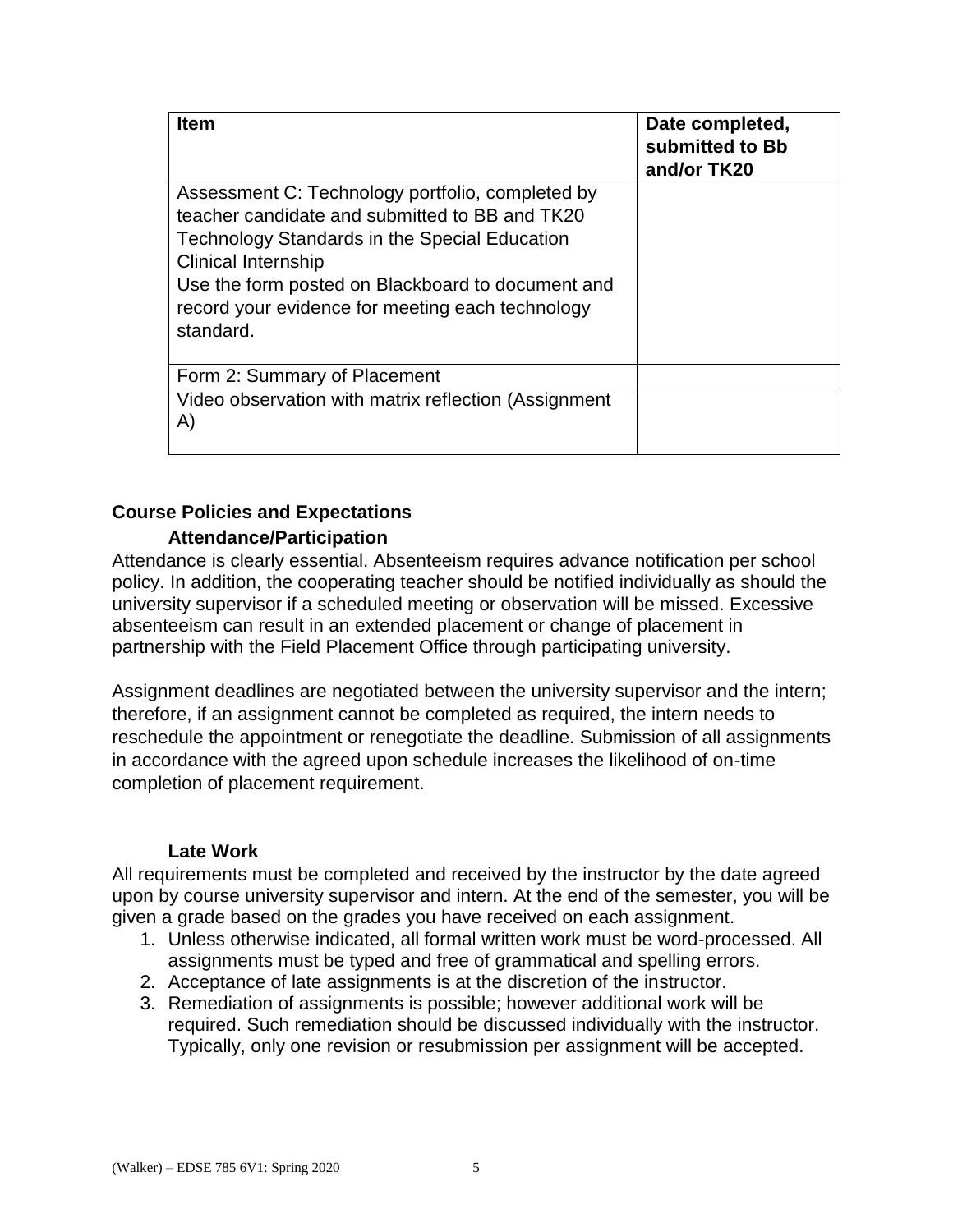| Item | Date completed, submitted to Bb and/or TK20 |
| --- | --- |
| Assessment C: Technology portfolio, completed by teacher candidate and submitted to BB and TK20 Technology Standards in the Special Education Clinical Internship<br>Use the form posted on Blackboard to document and record your evidence for meeting each technology standard. | |
| Form 2: Summary of Placement | |
| Video observation with matrix reflection (Assignment A) | |

## Course Policies and Expectations

### Attendance/Participation

Attendance is clearly essential. Absenteeism requires advance notification per school policy. In addition, the cooperating teacher should be notified individually as should the university supervisor if a scheduled meeting or observation will be missed. Excessive absenteeism can result in an extended placement or change of placement in partnership with the Field Placement Office through participating university.

Assignment deadlines are negotiated between the university supervisor and the intern; therefore, if an assignment cannot be completed as required, the intern needs to reschedule the appointment or renegotiate the deadline. Submission of all assignments in accordance with the agreed upon schedule increases the likelihood of on-time completion of placement requirement.

### Late Work

All requirements must be completed and received by the instructor by the date agreed upon by course university supervisor and intern. At the end of the semester, you will be given a grade based on the grades you have received on each assignment.

1. Unless otherwise indicated, all formal written work must be word-processed. All assignments must be typed and free of grammatical and spelling errors.
2. Acceptance of late assignments is at the discretion of the instructor.
3. Remediation of assignments is possible; however additional work will be required. Such remediation should be discussed individually with the instructor. Typically, only one revision or resubmission per assignment will be accepted.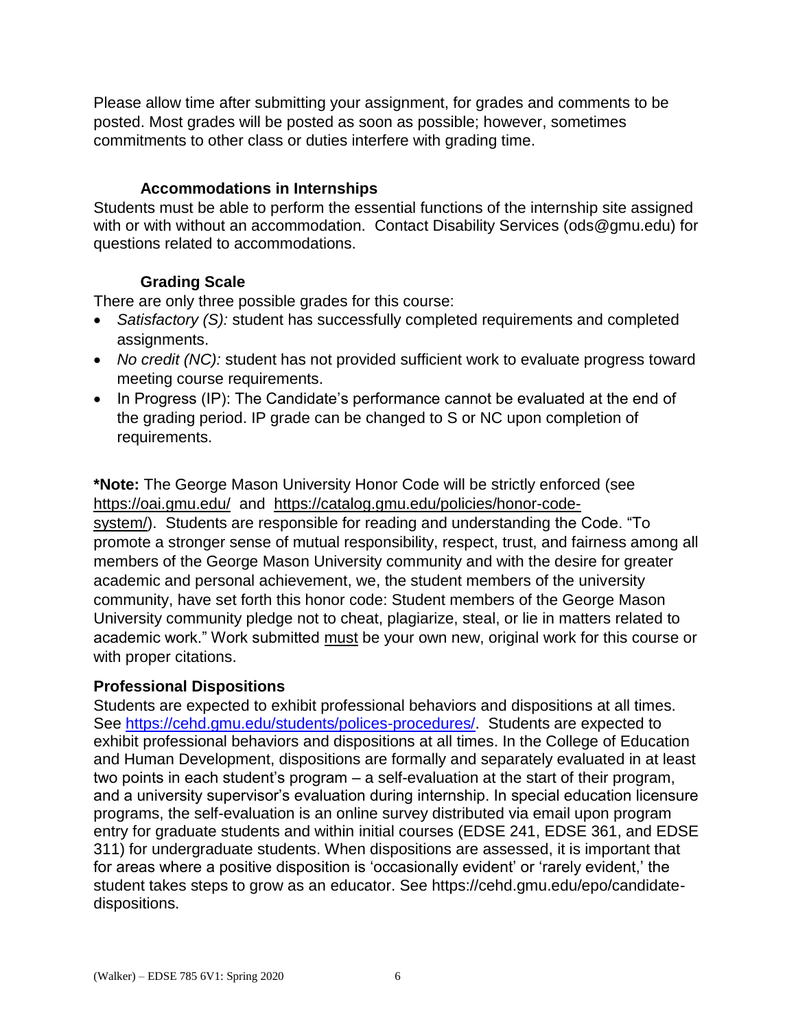Please allow time after submitting your assignment, for grades and comments to be posted. Most grades will be posted as soon as possible; however, sometimes commitments to other class or duties interfere with grading time.

### Accommodations in Internships

Students must be able to perform the essential functions of the internship site assigned with or with without an accommodation. Contact Disability Services (ods@gmu.edu) for questions related to accommodations.

### Grading Scale

There are only three possible grades for this course:

- *Satisfactory (S):* student has successfully completed requirements and completed assignments.
- *No credit (NC):* student has not provided sufficient work to evaluate progress toward meeting course requirements.
- In Progress (IP): The Candidate's performance cannot be evaluated at the end of the grading period. IP grade can be changed to S or NC upon completion of requirements.

**\*Note:** The George Mason University Honor Code will be strictly enforced (see https://oai.gmu.edu/ and https://catalog.gmu.edu/policies/honor-code-system/). Students are responsible for reading and understanding the Code. "To promote a stronger sense of mutual responsibility, respect, trust, and fairness among all members of the George Mason University community and with the desire for greater academic and personal achievement, we, the student members of the university community, have set forth this honor code: Student members of the George Mason University community pledge not to cheat, plagiarize, steal, or lie in matters related to academic work." Work submitted must be your own new, original work for this course or with proper citations.

## Professional Dispositions

Students are expected to exhibit professional behaviors and dispositions at all times. See https://cehd.gmu.edu/students/polices-procedures/. Students are expected to exhibit professional behaviors and dispositions at all times. In the College of Education and Human Development, dispositions are formally and separately evaluated in at least two points in each student's program – a self-evaluation at the start of their program, and a university supervisor's evaluation during internship. In special education licensure programs, the self-evaluation is an online survey distributed via email upon program entry for graduate students and within initial courses (EDSE 241, EDSE 361, and EDSE 311) for undergraduate students. When dispositions are assessed, it is important that for areas where a positive disposition is 'occasionally evident' or 'rarely evident,' the student takes steps to grow as an educator. See https://cehd.gmu.edu/epo/candidate-dispositions.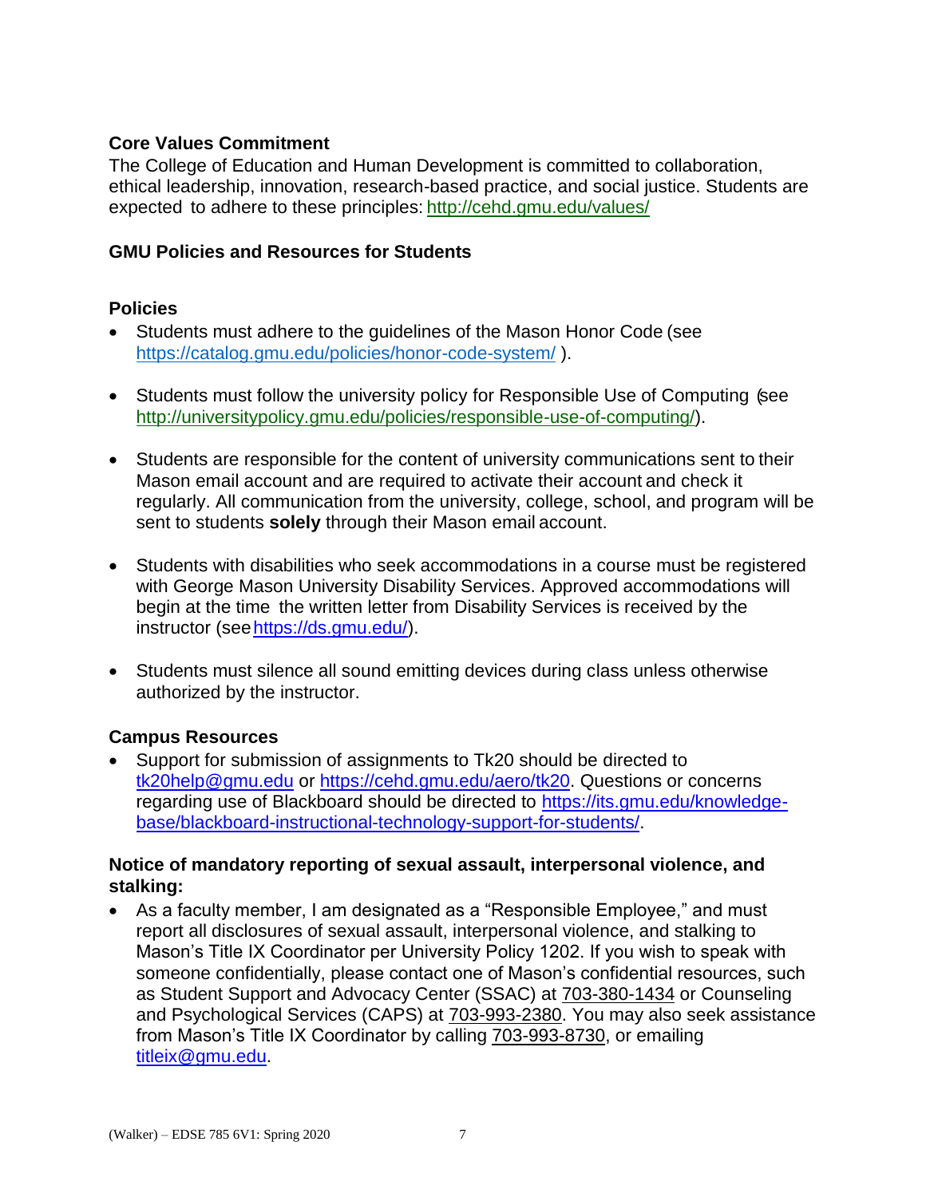### Core Values Commitment

The College of Education and Human Development is committed to collaboration, ethical leadership, innovation, research-based practice, and social justice. Students are expected to adhere to these principles: http://cehd.gmu.edu/values/

### GMU Policies and Resources for Students

#### Policies

- Students must adhere to the guidelines of the Mason Honor Code (see https://catalog.gmu.edu/policies/honor-code-system/ ).
- Students must follow the university policy for Responsible Use of Computing (see http://universitypolicy.gmu.edu/policies/responsible-use-of-computing/).
- Students are responsible for the content of university communications sent to their Mason email account and are required to activate their account and check it regularly. All communication from the university, college, school, and program will be sent to students **solely** through their Mason email account.
- Students with disabilities who seek accommodations in a course must be registered with George Mason University Disability Services. Approved accommodations will begin at the time the written letter from Disability Services is received by the instructor (see https://ds.gmu.edu/).
- Students must silence all sound emitting devices during class unless otherwise authorized by the instructor.

#### Campus Resources

- Support for submission of assignments to Tk20 should be directed to tk20help@gmu.edu or https://cehd.gmu.edu/aero/tk20. Questions or concerns regarding use of Blackboard should be directed to https://its.gmu.edu/knowledge-base/blackboard-instructional-technology-support-for-students/.

#### Notice of mandatory reporting of sexual assault, interpersonal violence, and stalking:

- As a faculty member, I am designated as a "Responsible Employee," and must report all disclosures of sexual assault, interpersonal violence, and stalking to Mason's Title IX Coordinator per University Policy 1202. If you wish to speak with someone confidentially, please contact one of Mason's confidential resources, such as Student Support and Advocacy Center (SSAC) at 703-380-1434 or Counseling and Psychological Services (CAPS) at 703-993-2380. You may also seek assistance from Mason's Title IX Coordinator by calling 703-993-8730, or emailing titleix@gmu.edu.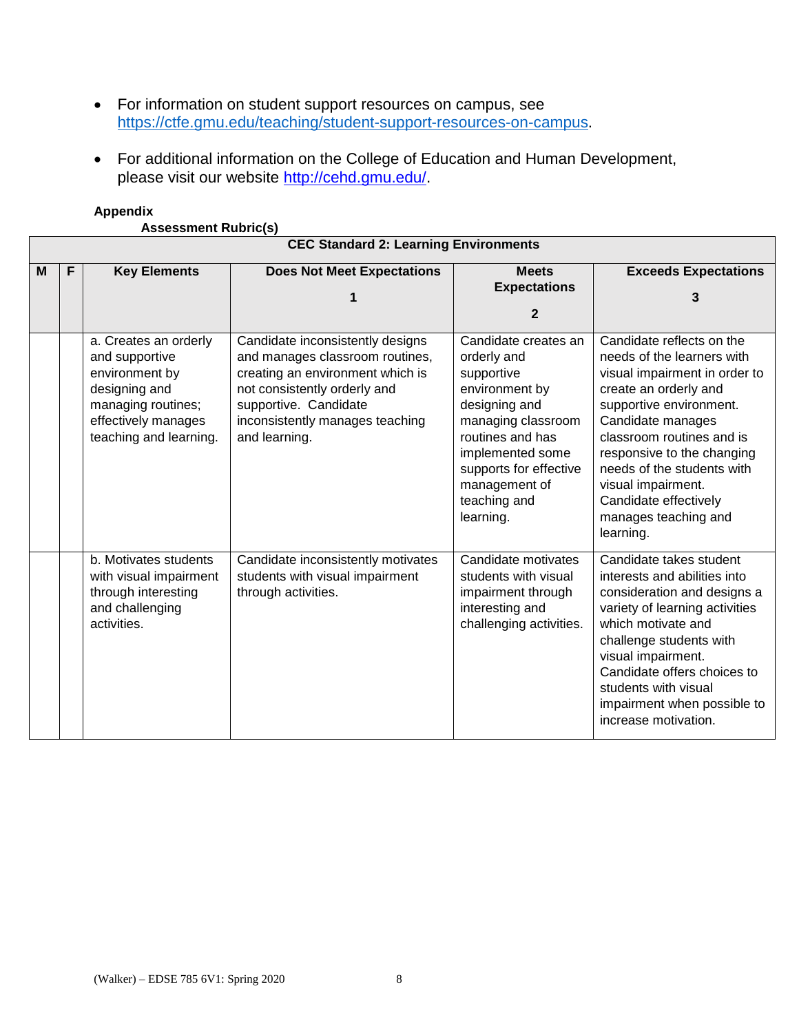- For information on student support resources on campus, see https://ctfe.gmu.edu/teaching/student-support-resources-on-campus.

- For additional information on the College of Education and Human Development, please visit our website http://cehd.gmu.edu/.

**Appendix**

**Assessment Rubric(s)**

| **CEC Standard 2: Learning Environments** | | | | | |
|---|---|---|---|---|---|
| **M** | **F** | **Key Elements** | **Does Not Meet Expectations 1** | **Meets Expectations 2** | **Exceeds Expectations 3** |
| | | a. Creates an orderly and supportive environment by designing and managing routines; effectively manages teaching and learning. | Candidate inconsistently designs and manages classroom routines, creating an environment which is not consistently orderly and supportive. Candidate inconsistently manages teaching and learning. | Candidate creates an orderly and supportive environment by designing and managing classroom routines and has implemented some supports for effective management of teaching and learning. | Candidate reflects on the needs of the learners with visual impairment in order to create an orderly and supportive environment. Candidate manages classroom routines and is responsive to the changing needs of the students with visual impairment. Candidate effectively manages teaching and learning. |
| | | b. Motivates students with visual impairment through interesting and challenging activities. | Candidate inconsistently motivates students with visual impairment through activities. | Candidate motivates students with visual impairment through interesting and challenging activities. | Candidate takes student interests and abilities into consideration and designs a variety of learning activities which motivate and challenge students with visual impairment. Candidate offers choices to students with visual impairment when possible to increase motivation. |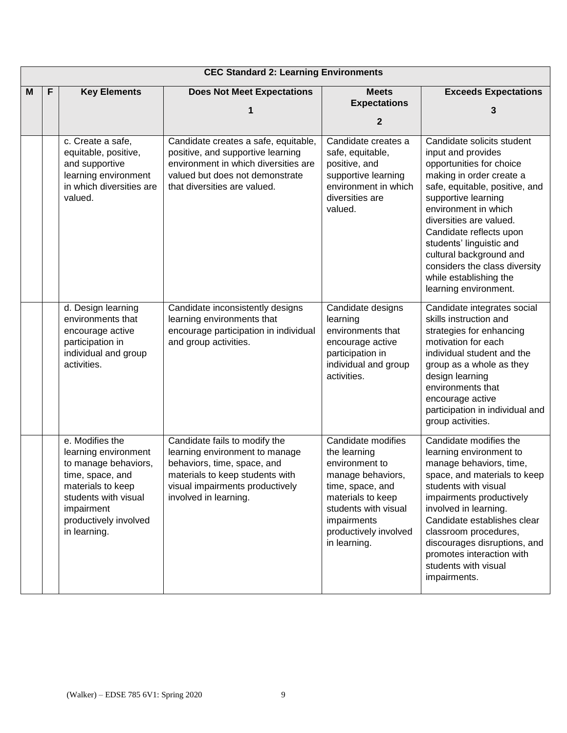| CEC Standard 2: Learning Environments | | | | | |
|---|---|---|---|---|---|
| **M** | **F** | **Key Elements** | **Does Not Meet Expectations 1** | **Meets Expectations 2** | **Exceeds Expectations 3** |
| | | c. Create a safe, equitable, positive, and supportive learning environment in which diversities are valued. | Candidate creates a safe, equitable, positive, and supportive learning environment in which diversities are valued but does not demonstrate that diversities are valued. | Candidate creates a safe, equitable, positive, and supportive learning environment in which diversities are valued. | Candidate solicits student input and provides opportunities for choice making in order create a safe, equitable, positive, and supportive learning environment in which diversities are valued. Candidate reflects upon students' linguistic and cultural background and considers the class diversity while establishing the learning environment. |
| | | d. Design learning environments that encourage active participation in individual and group activities. | Candidate inconsistently designs learning environments that encourage participation in individual and group activities. | Candidate designs learning environments that encourage active participation in individual and group activities. | Candidate integrates social skills instruction and strategies for enhancing motivation for each individual student and the group as a whole as they design learning environments that encourage active participation in individual and group activities. |
| | | e. Modifies the learning environment to manage behaviors, time, space, and materials to keep students with visual impairment productively involved in learning. | Candidate fails to modify the learning environment to manage behaviors, time, space, and materials to keep students with visual impairments productively involved in learning. | Candidate modifies the learning environment to manage behaviors, time, space, and materials to keep students with visual impairments productively involved in learning. | Candidate modifies the learning environment to manage behaviors, time, space, and materials to keep students with visual impairments productively involved in learning. Candidate establishes clear classroom procedures, discourages disruptions, and promotes interaction with students with visual impairments. |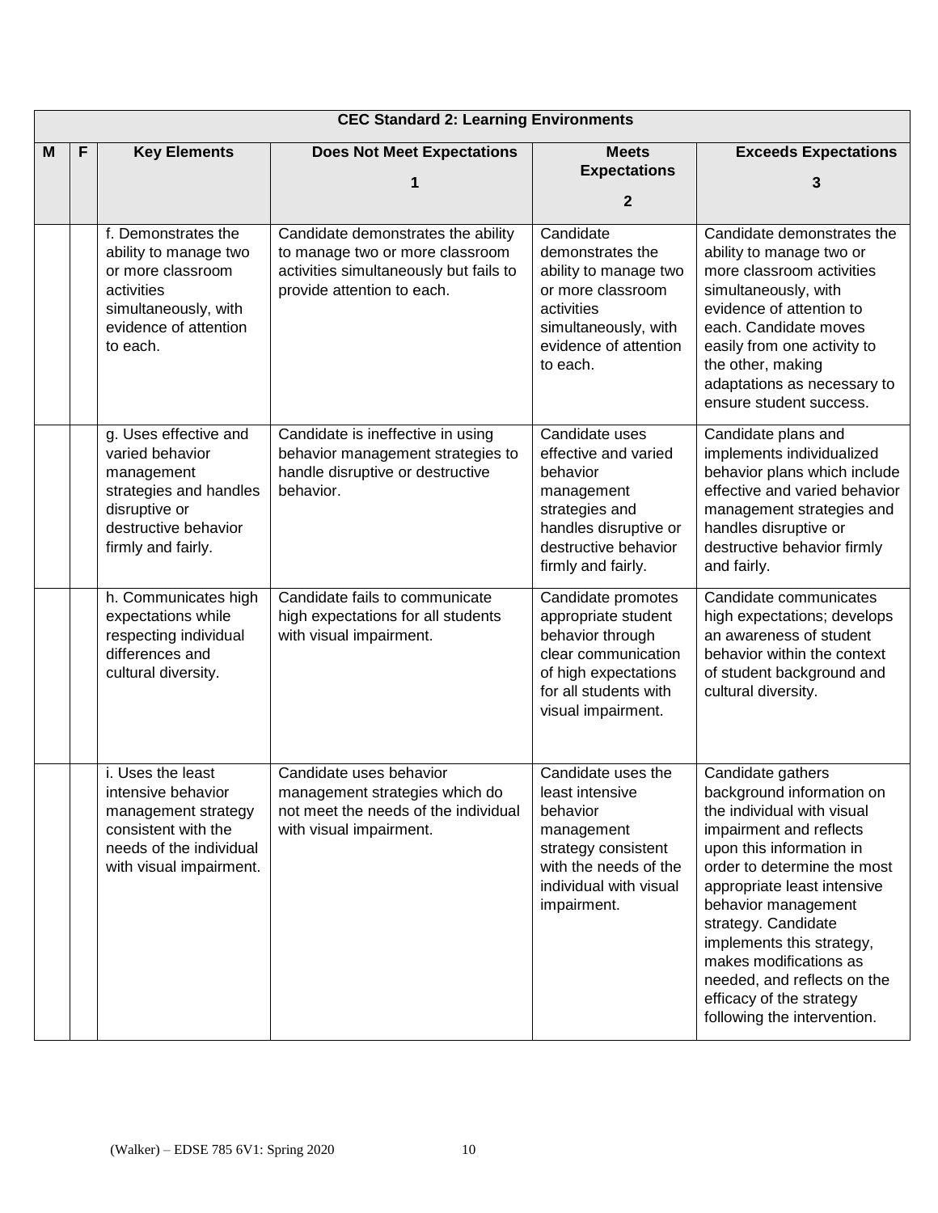| CEC Standard 2: Learning Environments | | | | | |
|---|---|---|---|---|---|
| **M** | **F** | **Key Elements** | **Does Not Meet Expectations 1** | **Meets Expectations 2** | **Exceeds Expectations 3** |
| | | f. Demonstrates the ability to manage two or more classroom activities simultaneously, with evidence of attention to each. | Candidate demonstrates the ability to manage two or more classroom activities simultaneously but fails to provide attention to each. | Candidate demonstrates the ability to manage two or more classroom activities simultaneously, with evidence of attention to each. | Candidate demonstrates the ability to manage two or more classroom activities simultaneously, with evidence of attention to each. Candidate moves easily from one activity to the other, making adaptations as necessary to ensure student success. |
| | | g. Uses effective and varied behavior management strategies and handles disruptive or destructive behavior firmly and fairly. | Candidate is ineffective in using behavior management strategies to handle disruptive or destructive behavior. | Candidate uses effective and varied behavior management strategies and handles disruptive or destructive behavior firmly and fairly. | Candidate plans and implements individualized behavior plans which include effective and varied behavior management strategies and handles disruptive or destructive behavior firmly and fairly. |
| | | h. Communicates high expectations while respecting individual differences and cultural diversity. | Candidate fails to communicate high expectations for all students with visual impairment. | Candidate promotes appropriate student behavior through clear communication of high expectations for all students with visual impairment. | Candidate communicates high expectations; develops an awareness of student behavior within the context of student background and cultural diversity. |
| | | i. Uses the least intensive behavior management strategy consistent with the needs of the individual with visual impairment. | Candidate uses behavior management strategies which do not meet the needs of the individual with visual impairment. | Candidate uses the least intensive behavior management strategy consistent with the needs of the individual with visual impairment. | Candidate gathers background information on the individual with visual impairment and reflects upon this information in order to determine the most appropriate least intensive behavior management strategy. Candidate implements this strategy, makes modifications as needed, and reflects on the efficacy of the strategy following the intervention. |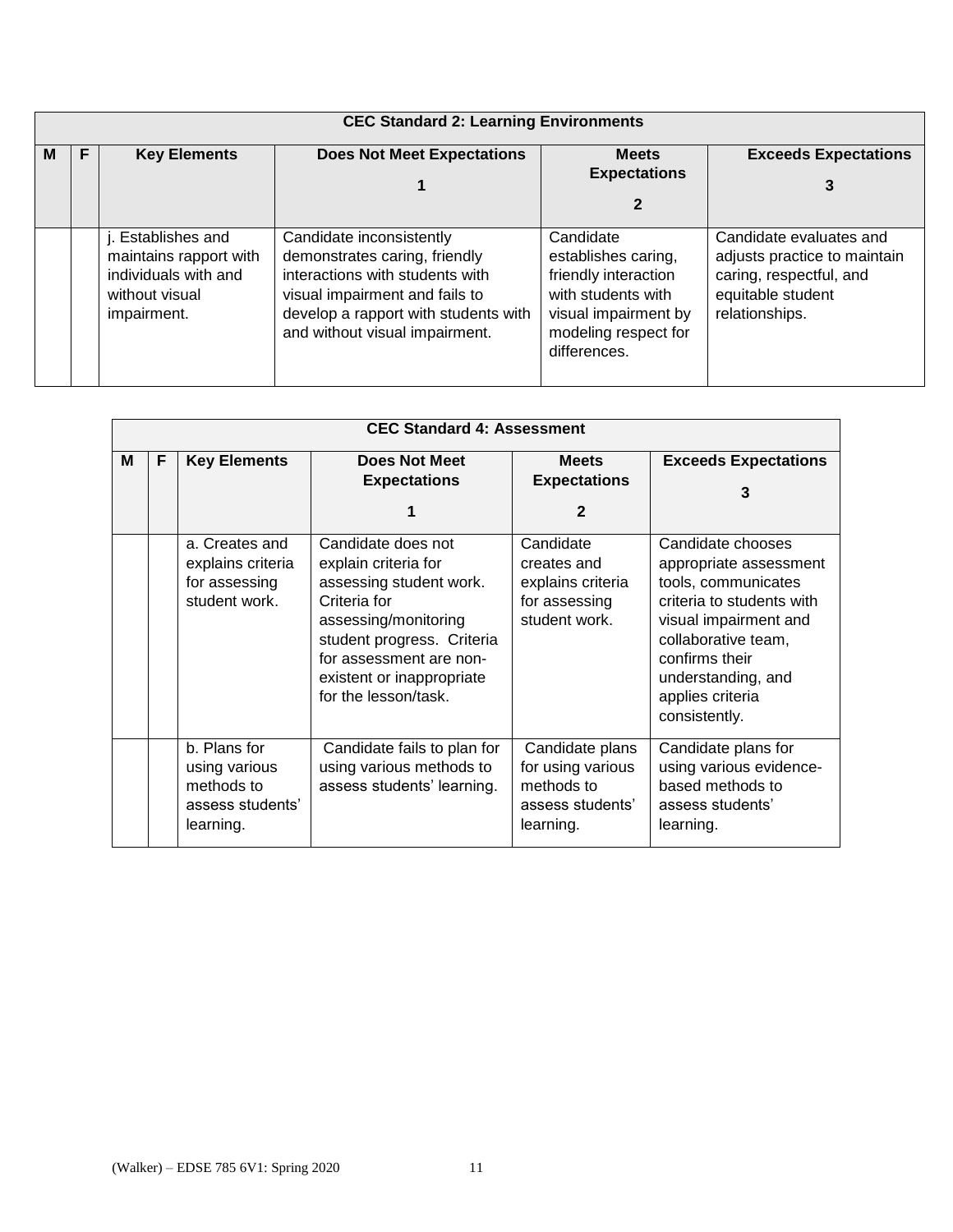| CEC Standard 2: Learning Environments | | | | | |
|---|---|---|---|---|---|
| **M** | **F** | **Key Elements** | **Does Not Meet Expectations**<br>**1** | **Meets Expectations**<br>**2** | **Exceeds Expectations**<br>**3** |
| | | j. Establishes and maintains rapport with individuals with and without visual impairment. | Candidate inconsistently demonstrates caring, friendly interactions with students with visual impairment and fails to develop a rapport with students with and without visual impairment. | Candidate establishes caring, friendly interaction with students with visual impairment by modeling respect for differences. | Candidate evaluates and adjusts practice to maintain caring, respectful, and equitable student relationships. |

| CEC Standard 4: Assessment | | | | | |
|---|---|---|---|---|---|
| **M** | **F** | **Key Elements** | **Does Not Meet Expectations**<br>**1** | **Meets Expectations**<br>**2** | **Exceeds Expectations**<br>**3** |
| | | a. Creates and explains criteria for assessing student work. | Candidate does not explain criteria for assessing student work. Criteria for assessing/monitoring student progress. Criteria for assessment are non-existent or inappropriate for the lesson/task. | Candidate creates and explains criteria for assessing student work. | Candidate chooses appropriate assessment tools, communicates criteria to students with visual impairment and collaborative team, confirms their understanding, and applies criteria consistently. |
| | | b. Plans for using various methods to assess students' learning. | Candidate fails to plan for using various methods to assess students' learning. | Candidate plans for using various methods to assess students' learning. | Candidate plans for using various evidence-based methods to assess students' learning. |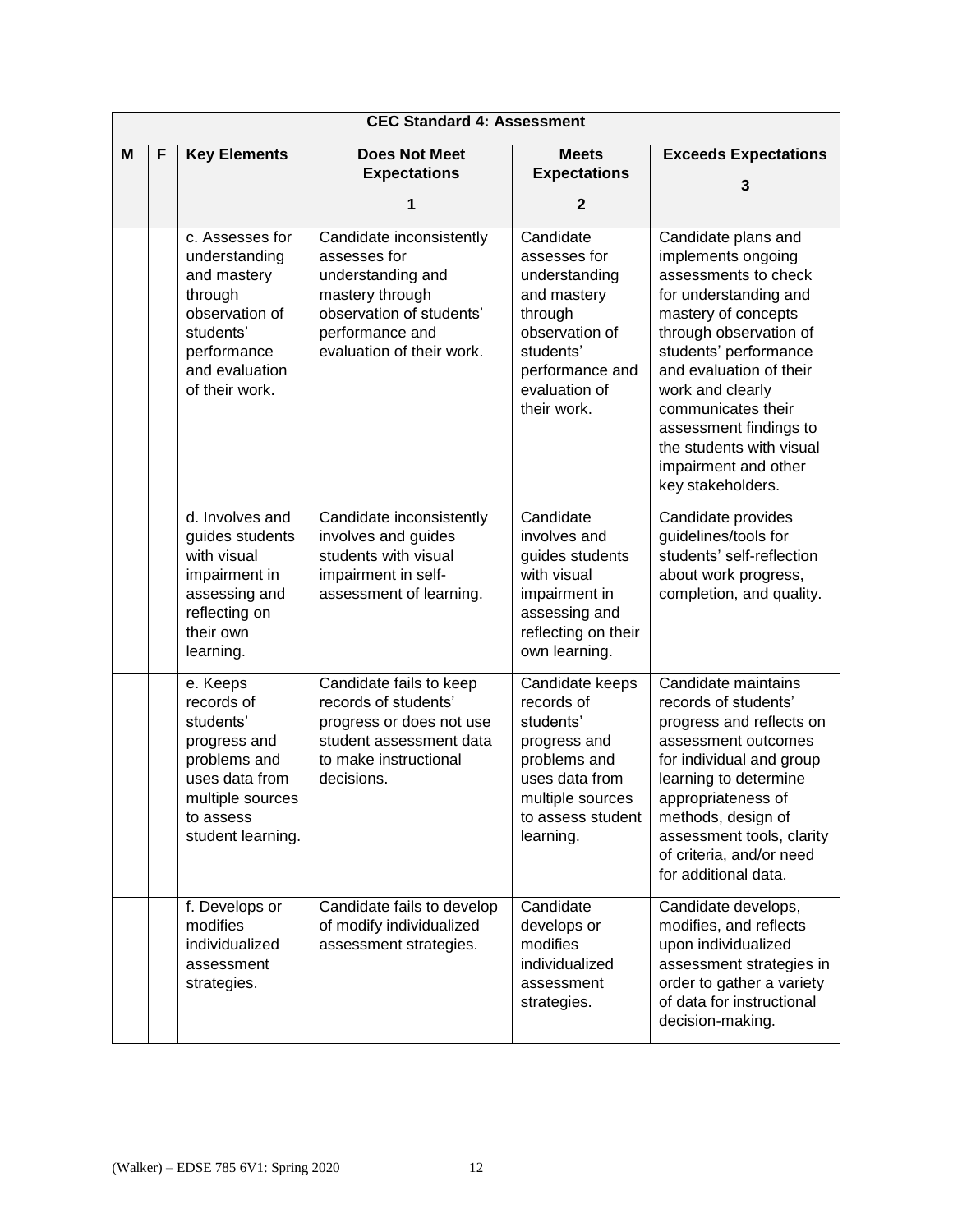| CEC Standard 4: Assessment | | | | | |
|---|---|---|---|---|---|
| M | F | Key Elements | Does Not Meet Expectations 1 | Meets Expectations 2 | Exceeds Expectations 3 |
| | | c. Assesses for understanding and mastery through observation of students' performance and evaluation of their work. | Candidate inconsistently assesses for understanding and mastery through observation of students' performance and evaluation of their work. | Candidate assesses for understanding and mastery through observation of students' performance and evaluation of their work. | Candidate plans and implements ongoing assessments to check for understanding and mastery of concepts through observation of students' performance and evaluation of their work and clearly communicates their assessment findings to the students with visual impairment and other key stakeholders. |
| | | d. Involves and guides students with visual impairment in assessing and reflecting on their own learning. | Candidate inconsistently involves and guides students with visual impairment in self-assessment of learning. | Candidate involves and guides students with visual impairment in assessing and reflecting on their own learning. | Candidate provides guidelines/tools for students' self-reflection about work progress, completion, and quality. |
| | | e. Keeps records of students' progress and problems and uses data from multiple sources to assess student learning. | Candidate fails to keep records of students' progress or does not use student assessment data to make instructional decisions. | Candidate keeps records of students' progress and problems and uses data from multiple sources to assess student learning. | Candidate maintains records of students' progress and reflects on assessment outcomes for individual and group learning to determine appropriateness of methods, design of assessment tools, clarity of criteria, and/or need for additional data. |
| | | f. Develops or modifies individualized assessment strategies. | Candidate fails to develop of modify individualized assessment strategies. | Candidate develops or modifies individualized assessment strategies. | Candidate develops, modifies, and reflects upon individualized assessment strategies in order to gather a variety of data for instructional decision-making. |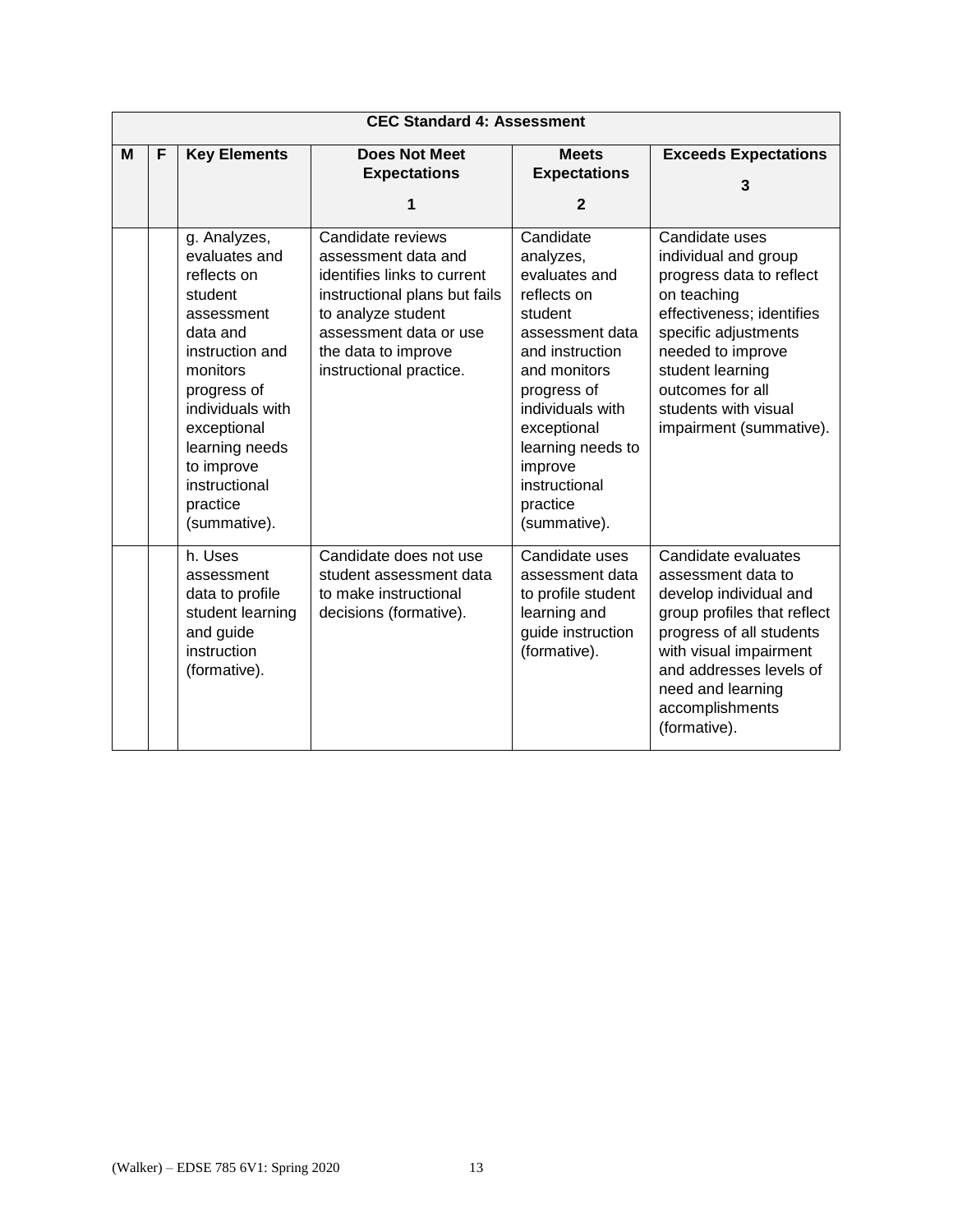| CEC Standard 4: Assessment | | | | | |
|---|---|---|---|---|---|
| **M** | **F** | **Key Elements** | **Does Not Meet Expectations 1** | **Meets Expectations 2** | **Exceeds Expectations 3** |
| | | g. Analyzes, evaluates and reflects on student assessment data and instruction and monitors progress of individuals with exceptional learning needs to improve instructional practice (summative). | Candidate reviews assessment data and identifies links to current instructional plans but fails to analyze student assessment data or use the data to improve instructional practice. | Candidate analyzes, evaluates and reflects on student assessment data and instruction and monitors progress of individuals with exceptional learning needs to improve instructional practice (summative). | Candidate uses individual and group progress data to reflect on teaching effectiveness; identifies specific adjustments needed to improve student learning outcomes for all students with visual impairment (summative). |
| | | h. Uses assessment data to profile student learning and guide instruction (formative). | Candidate does not use student assessment data to make instructional decisions (formative). | Candidate uses assessment data to profile student learning and guide instruction (formative). | Candidate evaluates assessment data to develop individual and group profiles that reflect progress of all students with visual impairment and addresses levels of need and learning accomplishments (formative). |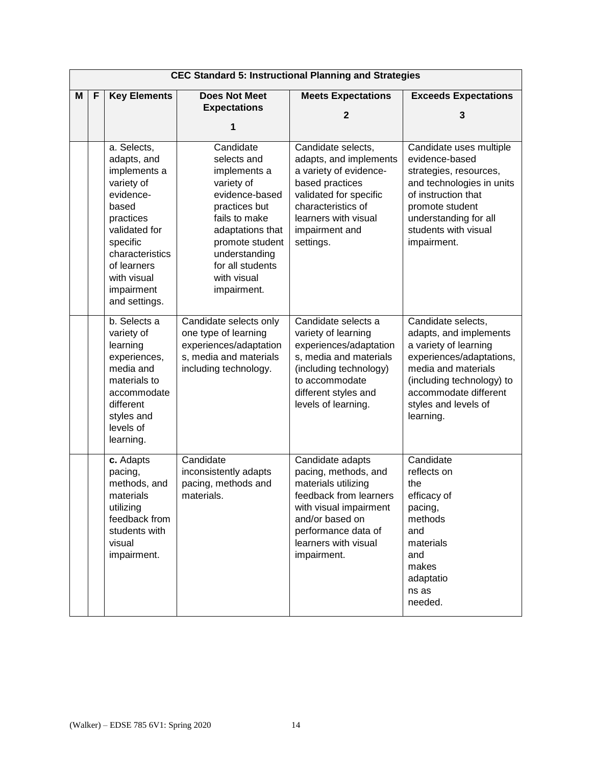| CEC Standard 5: Instructional Planning and Strategies | | | | | |
|---|---|---|---|---|---|
| **M** | **F** | **Key Elements** | **Does Not Meet Expectations**<br><br>**1** | **Meets Expectations**<br><br>**2** | **Exceeds Expectations**<br><br>**3** |
| | | a. Selects, adapts, and implements a variety of evidence-based practices validated for specific characteristics of learners with visual impairment and settings. | Candidate selects and implements a variety of evidence-based practices but fails to make adaptations that promote student understanding for all students with visual impairment. | Candidate selects, adapts, and implements a variety of evidence-based practices validated for specific characteristics of learners with visual impairment and settings. | Candidate uses multiple evidence-based strategies, resources, and technologies in units of instruction that promote student understanding for all students with visual impairment. |
| | | b. Selects a variety of learning experiences, media and materials to accommodate different styles and levels of learning. | Candidate selects only one type of learning experiences/adaptations, media and materials including technology. | Candidate selects a variety of learning experiences/adaptations, media and materials (including technology) to accommodate different styles and levels of learning. | Candidate selects, adapts, and implements a variety of learning experiences/adaptations, media and materials (including technology) to accommodate different styles and levels of learning. |
| | | **c.** Adapts pacing, methods, and materials utilizing feedback from students with visual impairment. | Candidate inconsistently adapts pacing, methods and materials. | Candidate adapts pacing, methods, and materials utilizing feedback from learners with visual impairment and/or based on performance data of learners with visual impairment. | Candidate reflects on the efficacy of pacing, methods and materials and makes adaptations as needed. |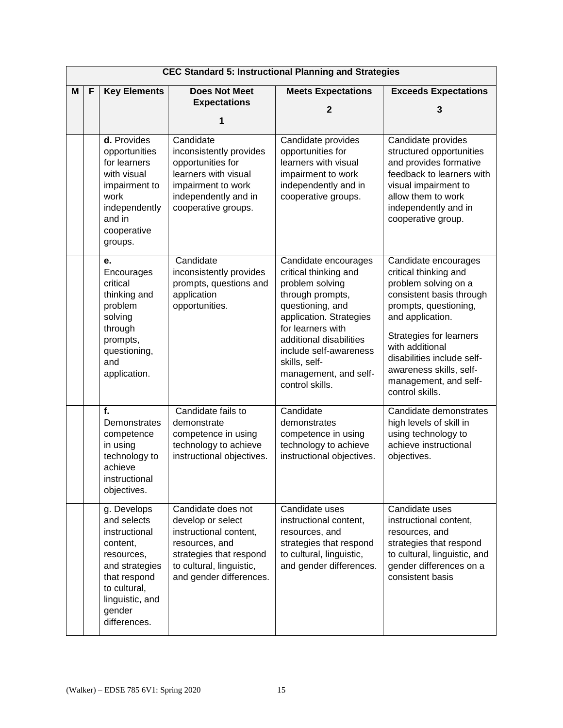| CEC Standard 5: Instructional Planning and Strategies | | | | | |
|---|---|---|---|---|---|
| **M** | **F** | **Key Elements** | **Does Not Meet Expectations**<br><br>**1** | **Meets Expectations**<br><br>**2** | **Exceeds Expectations**<br><br>**3** |
| | | **d.** Provides opportunities for learners with visual impairment to work independently and in cooperative groups. | Candidate inconsistently provides opportunities for learners with visual impairment to work independently and in cooperative groups. | Candidate provides opportunities for learners with visual impairment to work independently and in cooperative groups. | Candidate provides structured opportunities and provides formative feedback to learners with visual impairment to allow them to work independently and in cooperative group. |
| | | **e.** Encourages critical thinking and problem solving through prompts, questioning, and application. | Candidate inconsistently provides prompts, questions and application opportunities. | Candidate encourages critical thinking and problem solving through prompts, questioning, and application. Strategies for learners with additional disabilities include self-awareness skills, self-management, and self-control skills. | Candidate encourages critical thinking and problem solving on a consistent basis through prompts, questioning, and application.<br><br>Strategies for learners with additional disabilities include self-awareness skills, self-management, and self-control skills. |
| | | **f.** Demonstrates competence in using technology to achieve instructional objectives. | Candidate fails to demonstrate competence in using technology to achieve instructional objectives. | Candidate demonstrates competence in using technology to achieve instructional objectives. | Candidate demonstrates high levels of skill in using technology to achieve instructional objectives. |
| | | g. Develops and selects instructional content, resources, and strategies that respond to cultural, linguistic, and gender differences. | Candidate does not develop or select instructional content, resources, and strategies that respond to cultural, linguistic, and gender differences. | Candidate uses instructional content, resources, and strategies that respond to cultural, linguistic, and gender differences. | Candidate uses instructional content, resources, and strategies that respond to cultural, linguistic, and gender differences on a consistent basis |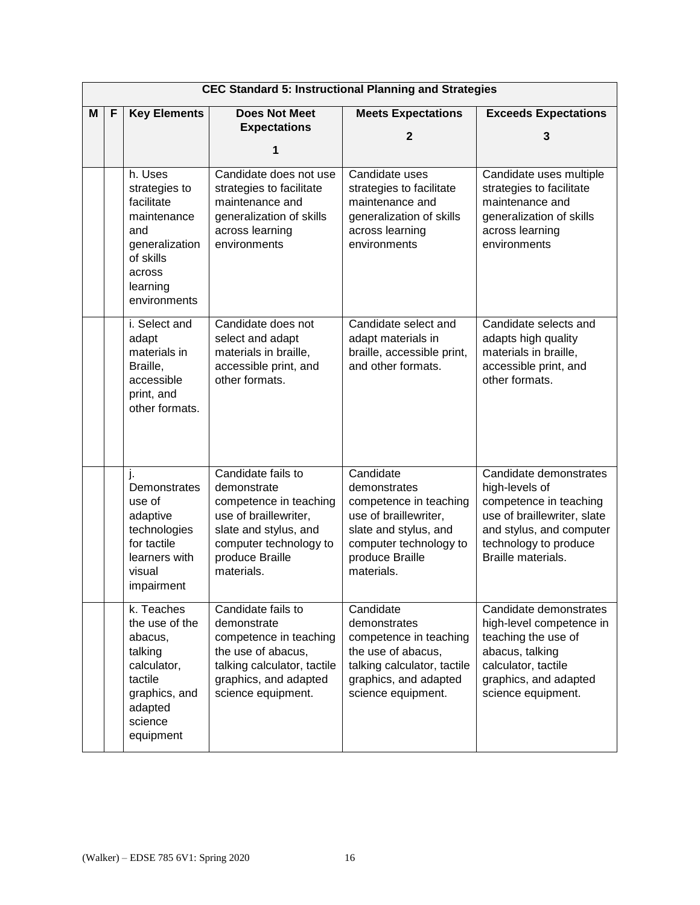| CEC Standard 5: Instructional Planning and Strategies | | | | | |
|---|---|---|---|---|---|
| **M** | **F** | **Key Elements** | **Does Not Meet Expectations 1** | **Meets Expectations 2** | **Exceeds Expectations 3** |
| | | h. Uses strategies to facilitate maintenance and generalization of skills across learning environments | Candidate does not use strategies to facilitate maintenance and generalization of skills across learning environments | Candidate uses strategies to facilitate maintenance and generalization of skills across learning environments | Candidate uses multiple strategies to facilitate maintenance and generalization of skills across learning environments |
| | | i. Select and adapt materials in Braille, accessible print, and other formats. | Candidate does not select and adapt materials in braille, accessible print, and other formats. | Candidate select and adapt materials in braille, accessible print, and other formats. | Candidate selects and adapts high quality materials in braille, accessible print, and other formats. |
| | | j. Demonstrates use of adaptive technologies for tactile learners with visual impairment | Candidate fails to demonstrate competence in teaching use of braillewriter, slate and stylus, and computer technology to produce Braille materials. | Candidate demonstrates competence in teaching use of braillewriter, slate and stylus, and computer technology to produce Braille materials. | Candidate demonstrates high-levels of competence in teaching use of braillewriter, slate and stylus, and computer technology to produce Braille materials. |
| | | k. Teaches the use of the abacus, talking calculator, tactile graphics, and adapted science equipment | Candidate fails to demonstrate competence in teaching the use of abacus, talking calculator, tactile graphics, and adapted science equipment. | Candidate demonstrates competence in teaching the use of abacus, talking calculator, tactile graphics, and adapted science equipment. | Candidate demonstrates high-level competence in teaching the use of abacus, talking calculator, tactile graphics, and adapted science equipment. |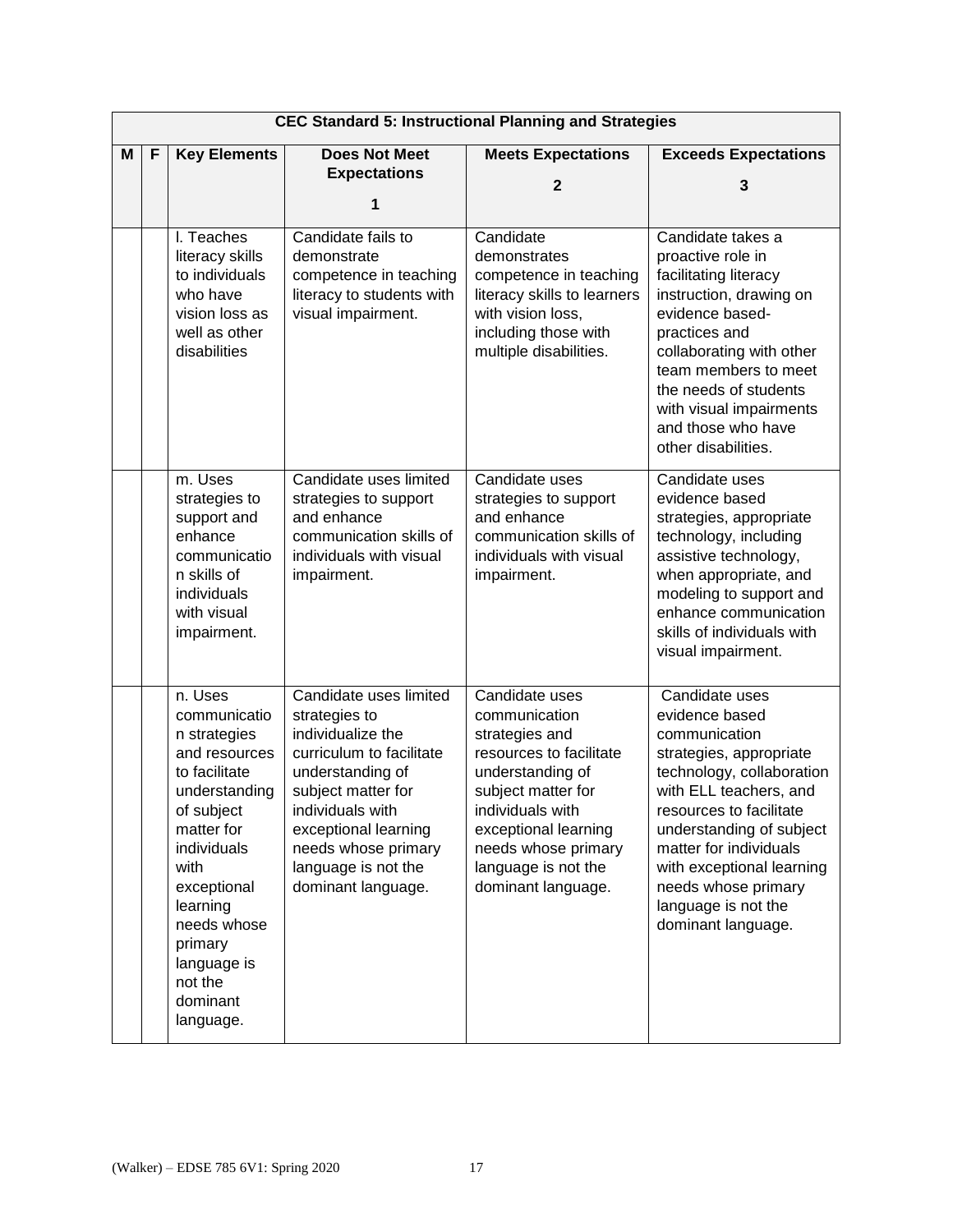| CEC Standard 5: Instructional Planning and Strategies | | | | | |
|---|---|---|---|---|---|
| **M** | **F** | **Key Elements** | **Does Not Meet Expectations 1** | **Meets Expectations 2** | **Exceeds Expectations 3** |
| | | l. Teaches literacy skills to individuals who have vision loss as well as other disabilities | Candidate fails to demonstrate competence in teaching literacy to students with visual impairment. | Candidate demonstrates competence in teaching literacy skills to learners with vision loss, including those with multiple disabilities. | Candidate takes a proactive role in facilitating literacy instruction, drawing on evidence based-practices and collaborating with other team members to meet the needs of students with visual impairments and those who have other disabilities. |
| | | m. Uses strategies to support and enhance communication skills of individuals with visual impairment. | Candidate uses limited strategies to support and enhance communication skills of individuals with visual impairment. | Candidate uses strategies to support and enhance communication skills of individuals with visual impairment. | Candidate uses evidence based strategies, appropriate technology, including assistive technology, when appropriate, and modeling to support and enhance communication skills of individuals with visual impairment. |
| | | n. Uses communication strategies and resources to facilitate understanding of subject matter for individuals with exceptional learning needs whose primary language is not the dominant language. | Candidate uses limited strategies to individualize the curriculum to facilitate understanding of subject matter for individuals with exceptional learning needs whose primary language is not the dominant language. | Candidate uses communication strategies and resources to facilitate understanding of subject matter for individuals with exceptional learning needs whose primary language is not the dominant language. | Candidate uses evidence based communication strategies, appropriate technology, collaboration with ELL teachers, and resources to facilitate understanding of subject matter for individuals with exceptional learning needs whose primary language is not the dominant language. |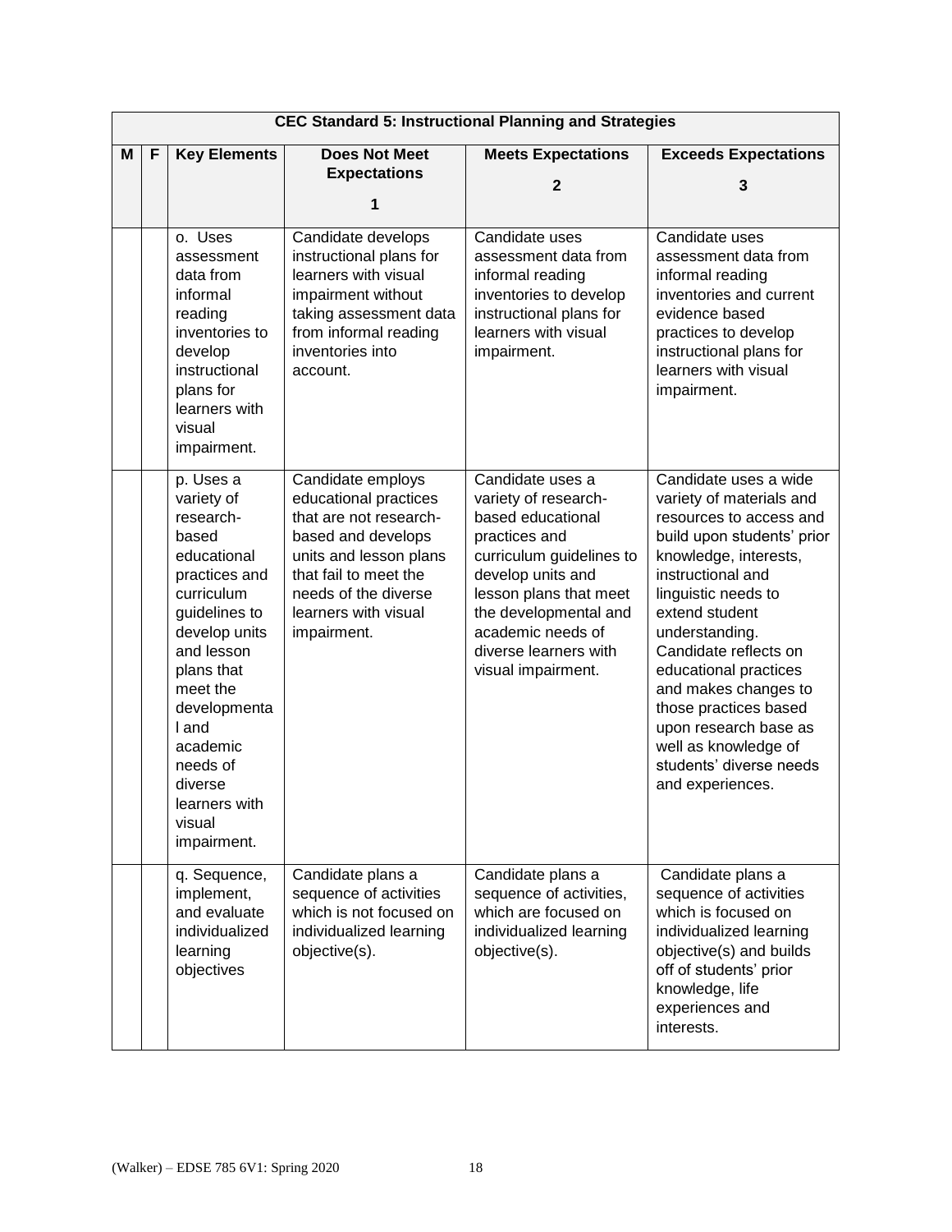| CEC Standard 5: Instructional Planning and Strategies | | | | | |
|---|---|---|---|---|---|
| **M** | **F** | **Key Elements** | **Does Not Meet Expectations 1** | **Meets Expectations 2** | **Exceeds Expectations 3** |
| | | o. Uses assessment data from informal reading inventories to develop instructional plans for learners with visual impairment. | Candidate develops instructional plans for learners with visual impairment without taking assessment data from informal reading inventories into account. | Candidate uses assessment data from informal reading inventories to develop instructional plans for learners with visual impairment. | Candidate uses assessment data from informal reading inventories and current evidence based practices to develop instructional plans for learners with visual impairment. |
| | | p. Uses a variety of research-based educational practices and curriculum guidelines to develop units and lesson plans that meet the developmental and academic needs of diverse learners with visual impairment. | Candidate employs educational practices that are not research-based and develops units and lesson plans that fail to meet the needs of the diverse learners with visual impairment. | Candidate uses a variety of research-based educational practices and curriculum guidelines to develop units and lesson plans that meet the developmental and academic needs of diverse learners with visual impairment. | Candidate uses a wide variety of materials and resources to access and build upon students' prior knowledge, interests, instructional and linguistic needs to extend student understanding. Candidate reflects on educational practices and makes changes to those practices based upon research base as well as knowledge of students' diverse needs and experiences. |
| | | q. Sequence, implement, and evaluate individualized learning objectives | Candidate plans a sequence of activities which is not focused on individualized learning objective(s). | Candidate plans a sequence of activities, which are focused on individualized learning objective(s). | Candidate plans a sequence of activities which is focused on individualized learning objective(s) and builds off of students' prior knowledge, life experiences and interests. |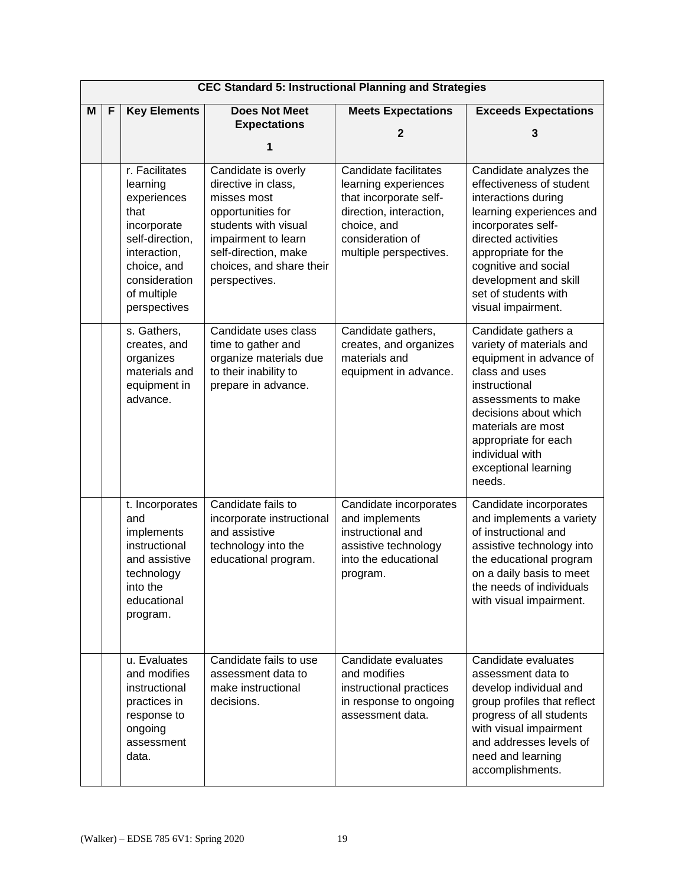| CEC Standard 5: Instructional Planning and Strategies | | | | | |
|---|---|---|---|---|---|
| M | F | Key Elements | Does Not Meet Expectations<br><br>1 | Meets Expectations<br><br>2 | Exceeds Expectations<br><br>3 |
| | | r. Facilitates learning experiences that incorporate self-direction, interaction, choice, and consideration of multiple perspectives | Candidate is overly directive in class, misses most opportunities for students with visual impairment to learn self-direction, make choices, and share their perspectives. | Candidate facilitates learning experiences that incorporate self-direction, interaction, choice, and consideration of multiple perspectives. | Candidate analyzes the effectiveness of student interactions during learning experiences and incorporates self-directed activities appropriate for the cognitive and social development and skill set of students with visual impairment. |
| | | s. Gathers, creates, and organizes materials and equipment in advance. | Candidate uses class time to gather and organize materials due to their inability to prepare in advance. | Candidate gathers, creates, and organizes materials and equipment in advance. | Candidate gathers a variety of materials and equipment in advance of class and uses instructional assessments to make decisions about which materials are most appropriate for each individual with exceptional learning needs. |
| | | t. Incorporates and implements instructional and assistive technology into the educational program. | Candidate fails to incorporate instructional and assistive technology into the educational program. | Candidate incorporates and implements instructional and assistive technology into the educational program. | Candidate incorporates and implements a variety of instructional and assistive technology into the educational program on a daily basis to meet the needs of individuals with visual impairment. |
| | | u. Evaluates and modifies instructional practices in response to ongoing assessment data. | Candidate fails to use assessment data to make instructional decisions. | Candidate evaluates and modifies instructional practices in response to ongoing assessment data. | Candidate evaluates assessment data to develop individual and group profiles that reflect progress of all students with visual impairment and addresses levels of need and learning accomplishments. |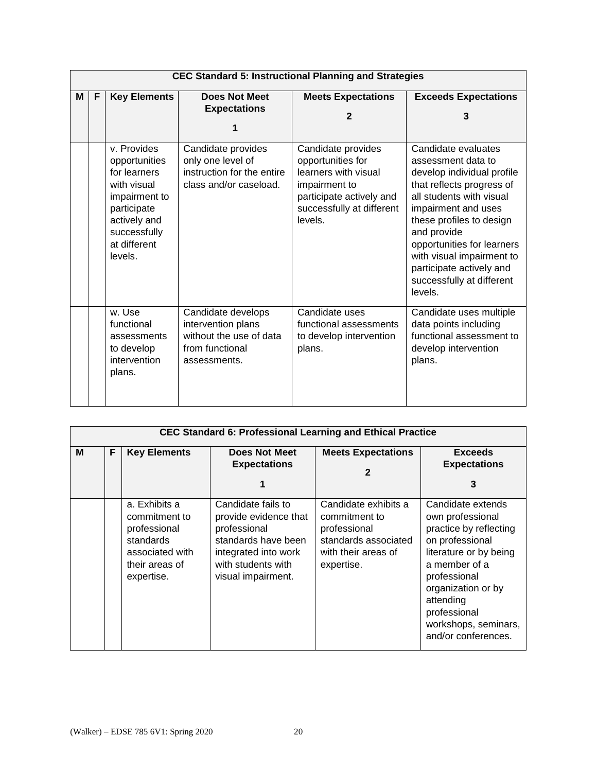| CEC Standard 5: Instructional Planning and Strategies | | | | | |
|---|---|---|---|---|---|
| **M** | **F** | **Key Elements** | **Does Not Meet Expectations 1** | **Meets Expectations 2** | **Exceeds Expectations 3** |
| | | v. Provides opportunities for learners with visual impairment to participate actively and successfully at different levels. | Candidate provides only one level of instruction for the entire class and/or caseload. | Candidate provides opportunities for learners with visual impairment to participate actively and successfully at different levels. | Candidate evaluates assessment data to develop individual profile that reflects progress of all students with visual impairment and uses these profiles to design and provide opportunities for learners with visual impairment to participate actively and successfully at different levels. |
| | | w. Use functional assessments to develop intervention plans. | Candidate develops intervention plans without the use of data from functional assessments. | Candidate uses functional assessments to develop intervention plans. | Candidate uses multiple data points including functional assessment to develop intervention plans. |

| CEC Standard 6: Professional Learning and Ethical Practice | | | | | |
|---|---|---|---|---|---|
| **M** | **F** | **Key Elements** | **Does Not Meet Expectations 1** | **Meets Expectations 2** | **Exceeds Expectations 3** |
| | | a. Exhibits a commitment to professional standards associated with their areas of expertise. | Candidate fails to provide evidence that professional standards have been integrated into work with students with visual impairment. | Candidate exhibits a commitment to professional standards associated with their areas of expertise. | Candidate extends own professional practice by reflecting on professional literature or by being a member of a professional organization or by attending professional workshops, seminars, and/or conferences. |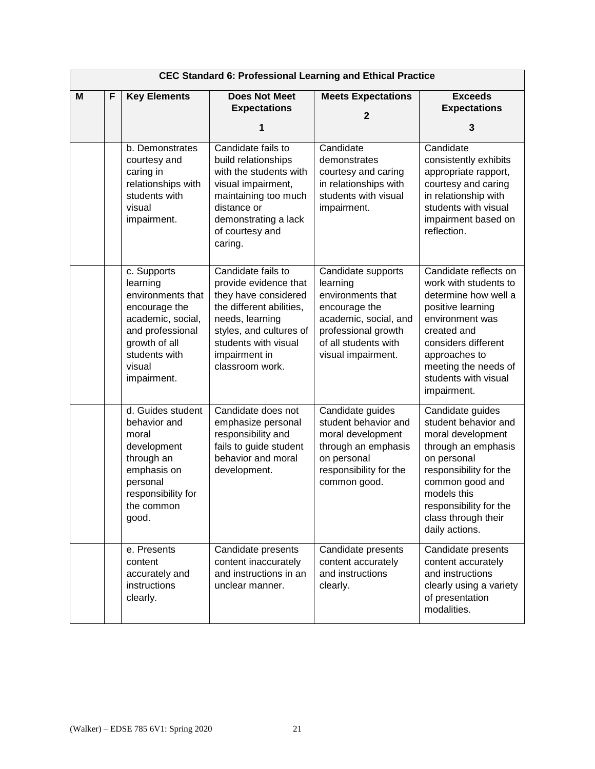| CEC Standard 6: Professional Learning and Ethical Practice | | | | | |
|---|---|---|---|---|---|
| **M** | **F** | **Key Elements** | **Does Not Meet Expectations 1** | **Meets Expectations 2** | **Exceeds Expectations 3** |
| | | b. Demonstrates courtesy and caring in relationships with students with visual impairment. | Candidate fails to build relationships with the students with visual impairment, maintaining too much distance or demonstrating a lack of courtesy and caring. | Candidate demonstrates courtesy and caring in relationships with students with visual impairment. | Candidate consistently exhibits appropriate rapport, courtesy and caring in relationship with students with visual impairment based on reflection. |
| | | c. Supports learning environments that encourage the academic, social, and professional growth of all students with visual impairment. | Candidate fails to provide evidence that they have considered the different abilities, needs, learning styles, and cultures of students with visual impairment in classroom work. | Candidate supports learning environments that encourage the academic, social, and professional growth of all students with visual impairment. | Candidate reflects on work with students to determine how well a positive learning environment was created and considers different approaches to meeting the needs of students with visual impairment. |
| | | d. Guides student behavior and moral development through an emphasis on personal responsibility for the common good. | Candidate does not emphasize personal responsibility and fails to guide student behavior and moral development. | Candidate guides student behavior and moral development through an emphasis on personal responsibility for the common good. | Candidate guides student behavior and moral development through an emphasis on personal responsibility for the common good and models this responsibility for the class through their daily actions. |
| | | e. Presents content accurately and instructions clearly. | Candidate presents content inaccurately and instructions in an unclear manner. | Candidate presents content accurately and instructions clearly. | Candidate presents content accurately and instructions clearly using a variety of presentation modalities. |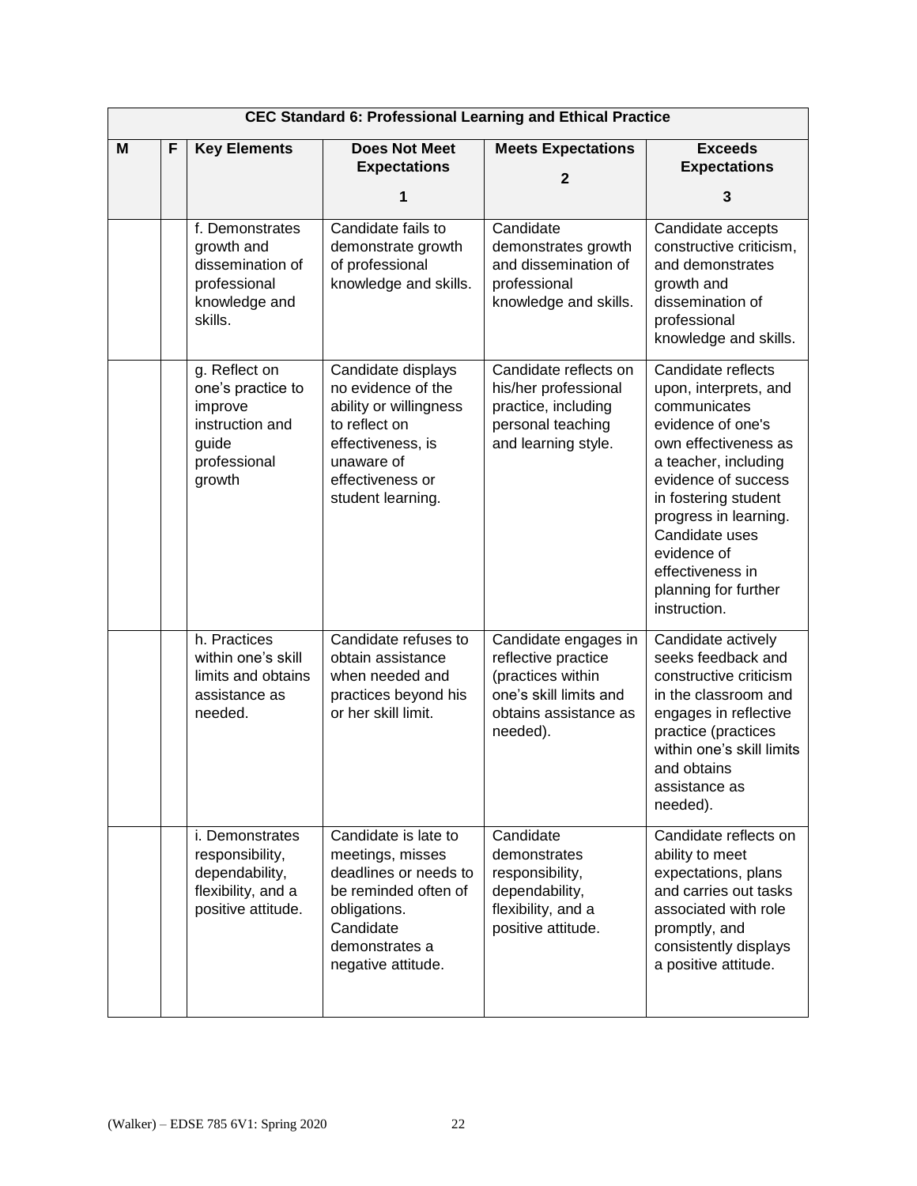| CEC Standard 6: Professional Learning and Ethical Practice | | | | | |
|---|---|---|---|---|---|
| **M** | **F** | **Key Elements** | **Does Not Meet Expectations 1** | **Meets Expectations 2** | **Exceeds Expectations 3** |
| | | f. Demonstrates growth and dissemination of professional knowledge and skills. | Candidate fails to demonstrate growth of professional knowledge and skills. | Candidate demonstrates growth and dissemination of professional knowledge and skills. | Candidate accepts constructive criticism, and demonstrates growth and dissemination of professional knowledge and skills. |
| | | g. Reflect on one's practice to improve instruction and guide professional growth | Candidate displays no evidence of the ability or willingness to reflect on effectiveness, is unaware of effectiveness or student learning. | Candidate reflects on his/her professional practice, including personal teaching and learning style. | Candidate reflects upon, interprets, and communicates evidence of one's own effectiveness as a teacher, including evidence of success in fostering student progress in learning. Candidate uses evidence of effectiveness in planning for further instruction. |
| | | h. Practices within one's skill limits and obtains assistance as needed. | Candidate refuses to obtain assistance when needed and practices beyond his or her skill limit. | Candidate engages in reflective practice (practices within one's skill limits and obtains assistance as needed). | Candidate actively seeks feedback and constructive criticism in the classroom and engages in reflective practice (practices within one's skill limits and obtains assistance as needed). |
| | | i. Demonstrates responsibility, dependability, flexibility, and a positive attitude. | Candidate is late to meetings, misses deadlines or needs to be reminded often of obligations. Candidate demonstrates a negative attitude. | Candidate demonstrates responsibility, dependability, flexibility, and a positive attitude. | Candidate reflects on ability to meet expectations, plans and carries out tasks associated with role promptly, and consistently displays a positive attitude. |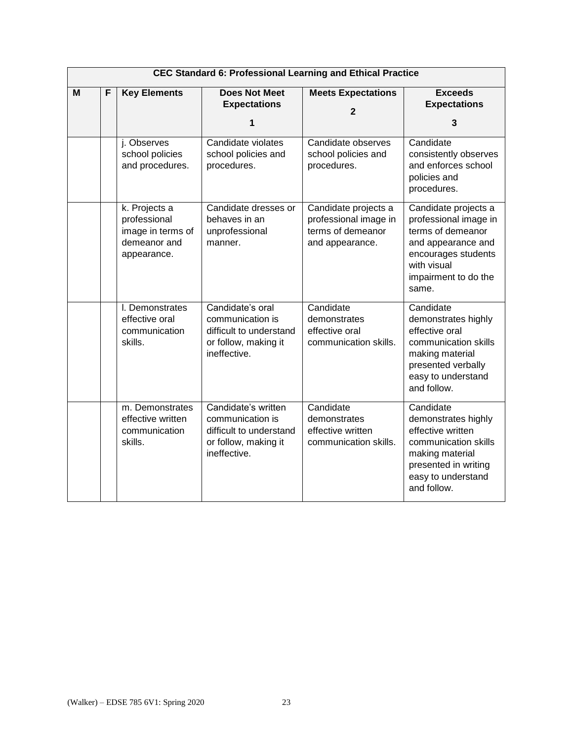| CEC Standard 6: Professional Learning and Ethical Practice | | | | | |
|---|---|---|---|---|---|
| **M** | **F** | **Key Elements** | **Does Not Meet Expectations 1** | **Meets Expectations 2** | **Exceeds Expectations 3** |
| | | j. Observes school policies and procedures. | Candidate violates school policies and procedures. | Candidate observes school policies and procedures. | Candidate consistently observes and enforces school policies and procedures. |
| | | k. Projects a professional image in terms of demeanor and appearance. | Candidate dresses or behaves in an unprofessional manner. | Candidate projects a professional image in terms of demeanor and appearance. | Candidate projects a professional image in terms of demeanor and appearance and encourages students with visual impairment to do the same. |
| | | l. Demonstrates effective oral communication skills. | Candidate's oral communication is difficult to understand or follow, making it ineffective. | Candidate demonstrates effective oral communication skills. | Candidate demonstrates highly effective oral communication skills making material presented verbally easy to understand and follow. |
| | | m. Demonstrates effective written communication skills. | Candidate's written communication is difficult to understand or follow, making it ineffective. | Candidate demonstrates effective written communication skills. | Candidate demonstrates highly effective written communication skills making material presented in writing easy to understand and follow. |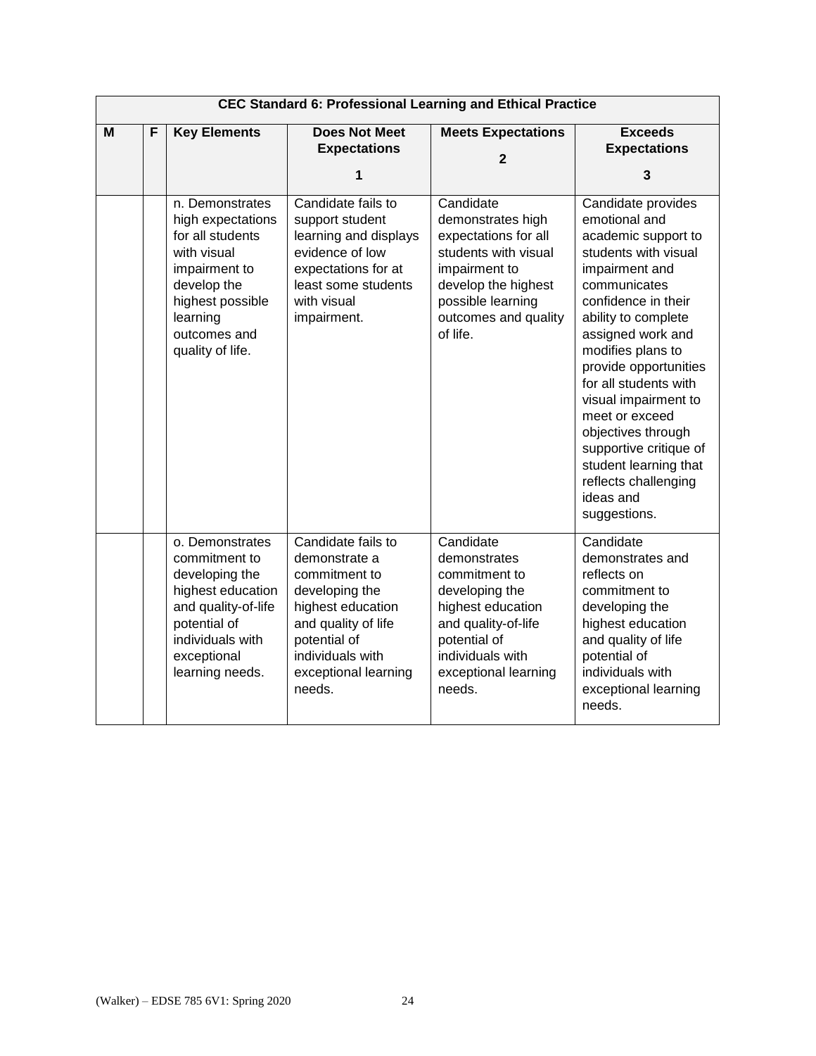| CEC Standard 6: Professional Learning and Ethical Practice | | | | | |
|---|---|---|---|---|---|
| **M** | **F** | **Key Elements** | **Does Not Meet Expectations 1** | **Meets Expectations 2** | **Exceeds Expectations 3** |
| | | n. Demonstrates high expectations for all students with visual impairment to develop the highest possible learning outcomes and quality of life. | Candidate fails to support student learning and displays evidence of low expectations for at least some students with visual impairment. | Candidate demonstrates high expectations for all students with visual impairment to develop the highest possible learning outcomes and quality of life. | Candidate provides emotional and academic support to students with visual impairment and communicates confidence in their ability to complete assigned work and modifies plans to provide opportunities for all students with visual impairment to meet or exceed objectives through supportive critique of student learning that reflects challenging ideas and suggestions. |
| | | o. Demonstrates commitment to developing the highest education and quality-of-life potential of individuals with exceptional learning needs. | Candidate fails to demonstrate a commitment to developing the highest education and quality of life potential of individuals with exceptional learning needs. | Candidate demonstrates commitment to developing the highest education and quality-of-life potential of individuals with exceptional learning needs. | Candidate demonstrates and reflects on commitment to developing the highest education and quality of life potential of individuals with exceptional learning needs. |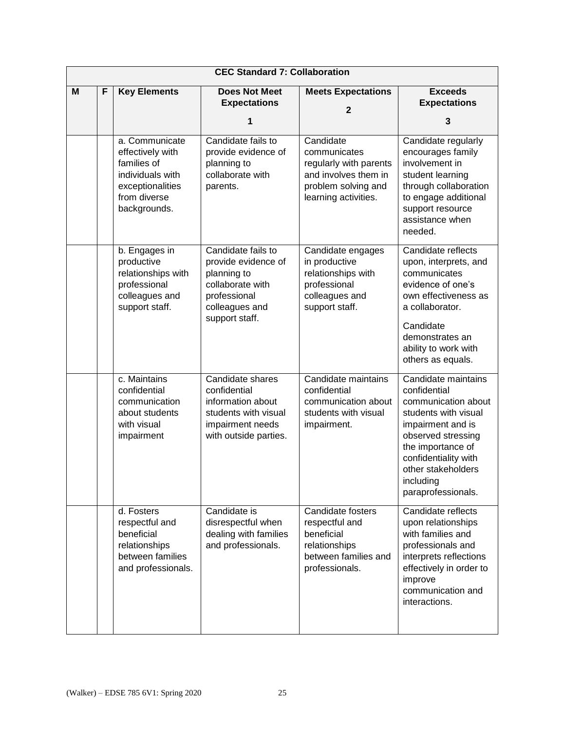| CEC Standard 7: Collaboration | | | | | |
|---|---|---|---|---|---|
| **M** | **F** | **Key Elements** | **Does Not Meet Expectations 1** | **Meets Expectations 2** | **Exceeds Expectations 3** |
| | | a. Communicate effectively with families of individuals with exceptionalities from diverse backgrounds. | Candidate fails to provide evidence of planning to collaborate with parents. | Candidate communicates regularly with parents and involves them in problem solving and learning activities. | Candidate regularly encourages family involvement in student learning through collaboration to engage additional support resource assistance when needed. |
| | | b. Engages in productive relationships with professional colleagues and support staff. | Candidate fails to provide evidence of planning to collaborate with professional colleagues and support staff. | Candidate engages in productive relationships with professional colleagues and support staff. | Candidate reflects upon, interprets, and communicates evidence of one's own effectiveness as a collaborator. Candidate demonstrates an ability to work with others as equals. |
| | | c. Maintains confidential communication about students with visual impairment | Candidate shares confidential information about students with visual impairment needs with outside parties. | Candidate maintains confidential communication about students with visual impairment. | Candidate maintains confidential communication about students with visual impairment and is observed stressing the importance of confidentiality with other stakeholders including paraprofessionals. |
| | | d. Fosters respectful and beneficial relationships between families and professionals. | Candidate is disrespectful when dealing with families and professionals. | Candidate fosters respectful and beneficial relationships between families and professionals. | Candidate reflects upon relationships with families and professionals and interprets reflections effectively in order to improve communication and interactions. |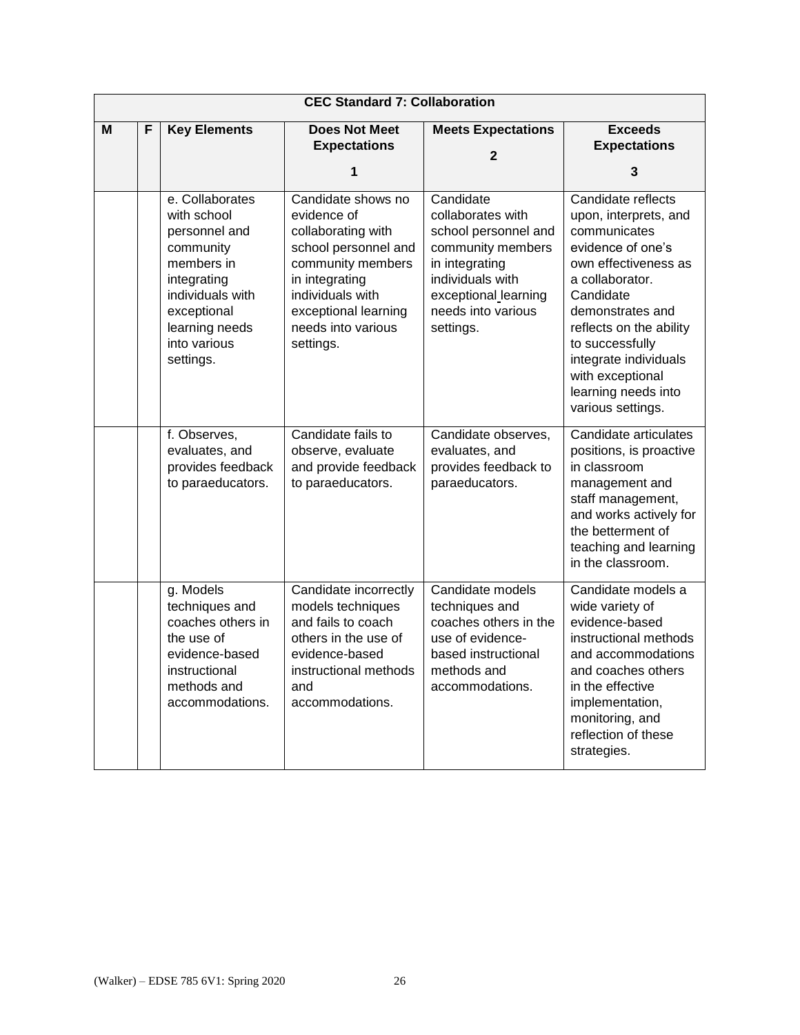| CEC Standard 7: Collaboration | | | | | |
|---|---|---|---|---|---|
| **M** | **F** | **Key Elements** | **Does Not Meet Expectations 1** | **Meets Expectations 2** | **Exceeds Expectations 3** |
| | | e. Collaborates with school personnel and community members in integrating individuals with exceptional learning needs into various settings. | Candidate shows no evidence of collaborating with school personnel and community members in integrating individuals with exceptional learning needs into various settings. | Candidate collaborates with school personnel and community members in integrating individuals with exceptional learning needs into various settings. | Candidate reflects upon, interprets, and communicates evidence of one's own effectiveness as a collaborator. Candidate demonstrates and reflects on the ability to successfully integrate individuals with exceptional learning needs into various settings. |
| | | f. Observes, evaluates, and provides feedback to paraeducators. | Candidate fails to observe, evaluate and provide feedback to paraeducators. | Candidate observes, evaluates, and provides feedback to paraeducators. | Candidate articulates positions, is proactive in classroom management and staff management, and works actively for the betterment of teaching and learning in the classroom. |
| | | g. Models techniques and coaches others in the use of evidence-based instructional methods and accommodations. | Candidate incorrectly models techniques and fails to coach others in the use of evidence-based instructional methods and accommodations. | Candidate models techniques and coaches others in the use of evidence-based instructional methods and accommodations. | Candidate models a wide variety of evidence-based instructional methods and accommodations and coaches others in the effective implementation, monitoring, and reflection of these strategies. |